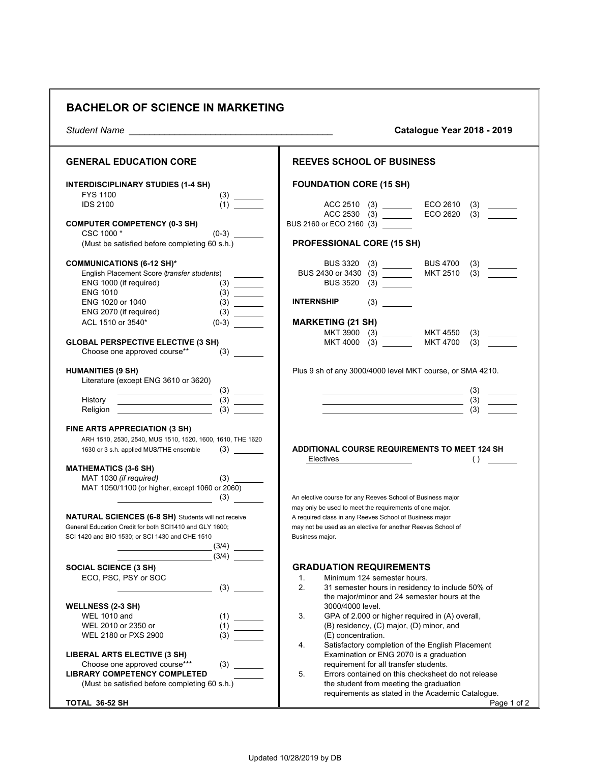# BACHELOR OF SCIENCE IN MARKETING

*Student Name* ________________________________________ **Catalogue Year 2018 - 2019**

## GENERAL EDUCATION CORE

**INTERDISCIPLINARY STUDIES (1-4 SH)**

- FYS 1100 (3) _______
- IDS 2100 (1) _______

**COMPUTER COMPETENCY (0-3 SH)**

- CSC 1000 * (0-3) _______
- (Must be satisfied before completing 60 s.h.)

**COMMUNICATIONS (6-12 SH)***

- English Placement Score (*transfer students*) _______
- ENG 1000 (if required) (3) _______
- ENG 1010 (3) _______
- ENG 1020 or 1040 (3) _______
- ENG 2070 (if required) (3) _______
- ACL 1510 or 3540* (0-3) _______

**GLOBAL PERSPECTIVE ELECTIVE (3 SH)**

- Choose one approved course** (3) _______

**HUMANITIES (9 SH)**

- Literature (except ENG 3610 or 3620) ____________ (3) _______
- History ____________ (3) _______
- Religion ____________ (3) _______

**FINE ARTS APPRECIATION (3 SH)**

- ARH 1510, 2530, 2540, MUS 1510, 1520, 1600, 1610, THE 1620 1630 or 3 s.h. applied MUS/THE ensemble (3) _______

**MATHEMATICS (3-6 SH)**

- MAT 1030 *(if required)* (3) _______
- MAT 1050/1100 (or higher, except 1060 or 2060) ____________ (3) _______

**NATURAL SCIENCES (6-8 SH)** Students will not receive General Education Credit for both SCI1410 and GLY 1600; SCI 1420 and BIO 1530; or SCI 1430 and CHE 1510

- ____________ (3/4) _______
- ____________ (3/4) _______

**SOCIAL SCIENCE (3 SH)**

- ECO, PSC, PSY or SOC ____________ (3) _______

**WELLNESS (2-3 SH)**

- WEL 1010 and (1) _______
- WEL 2010 or 2350 or (1) _______
- WEL 2180 or PXS 2900 (3) _______

**LIBERAL ARTS ELECTIVE (3 SH)**

- Choose one approved course*** (3) _______

**LIBRARY COMPETENCY COMPLETED** _______

- (Must be satisfied before completing 60 s.h.)

**TOTAL 36-52 SH**

## REEVES SCHOOL OF BUSINESS

**FOUNDATION CORE (15 SH)**

- ACC 2510 (3) _______
- ACC 2530 (3) _______
- BUS 2160 or ECO 2160 (3) _______
- ECO 2610 (3) _______
- ECO 2620 (3) _______

**PROFESSIONAL CORE (15 SH)**

- BUS 3320 (3) _______
- BUS 2430 or 3430 (3) _______
- BUS 3520 (3) _______
- BUS 4700 (3) _______
- MKT 2510 (3) _______

**INTERNSHIP** (3) _______

**MARKETING (21 SH)**

- MKT 3900 (3) _______
- MKT 4000 (3) _______
- MKT 4550 (3) _______
- MKT 4700 (3) _______

Plus 9 sh of any 3000/4000 level MKT course, or SMA 4210.

- ____________ (3) _______
- ____________ (3) _______
- ____________ (3) _______

**ADDITIONAL COURSE REQUIREMENTS TO MEET 124 SH**

- Electives ( ) _______

An elective course for any Reeves School of Business major may only be used to meet the requirements of one major. A required class in any Reeves School of Business major may not be used as an elective for another Reeves School of Business major.

## GRADUATION REQUIREMENTS

1. Minimum 124 semester hours.
2. 31 semester hours in residency to include 50% of the major/minor and 24 semester hours at the 3000/4000 level.
3. GPA of 2.000 or higher required in (A) overall, (B) residency, (C) major, (D) minor, and (E) concentration.
4. Satisfactory completion of the English Placement Examination or ENG 2070 is a graduation requirement for all transfer students.
5. Errors contained on this checksheet do not release the student from meeting the graduation requirements as stated in the Academic Catalogue.

Updated 10/28/2019 by DB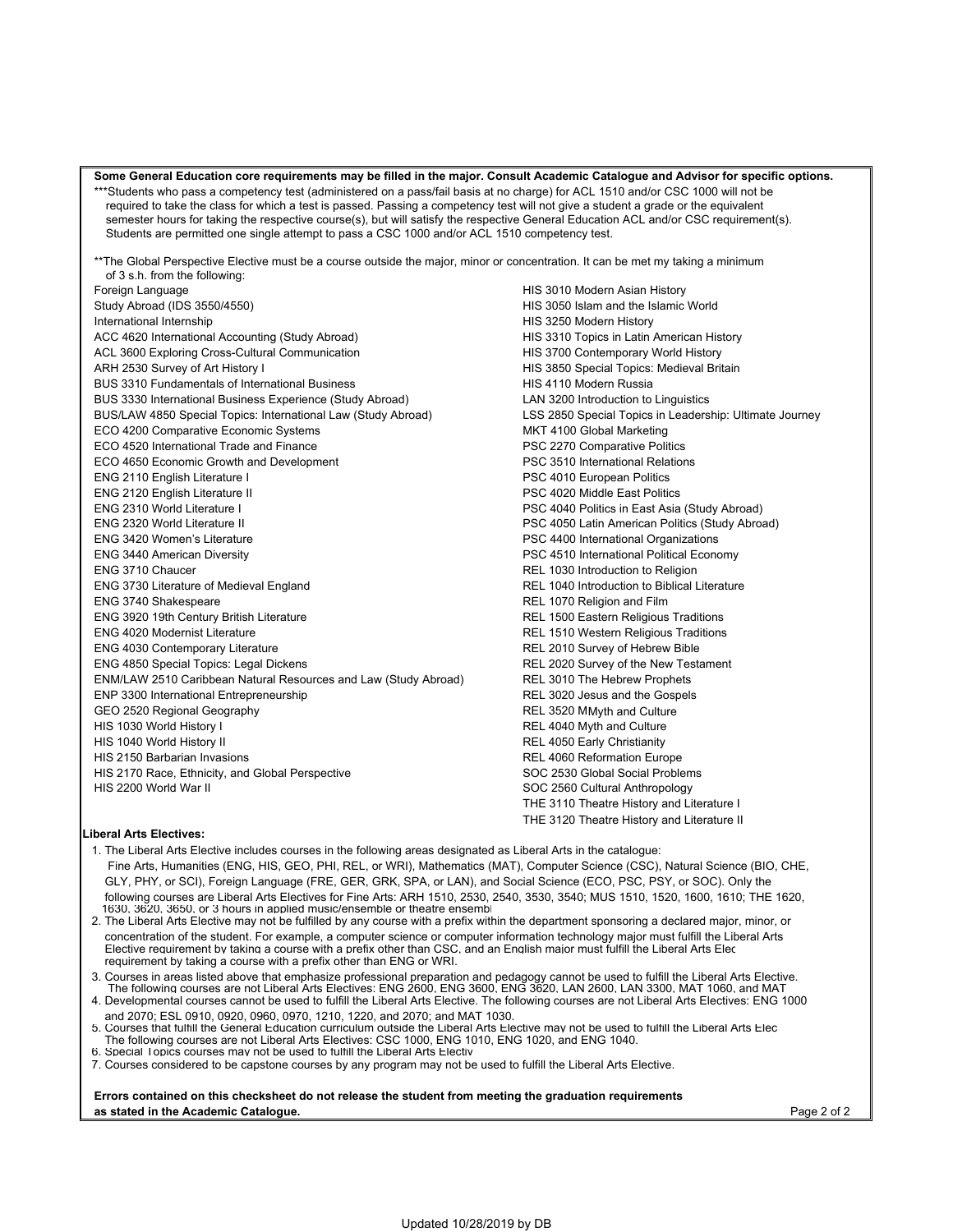**Some General Education core requirements may be filled in the major. Consult Academic Catalogue and Advisor for specific options.**

***Students who pass a competency test (administered on a pass/fail basis at no charge) for ACL 1510 and/or CSC 1000 will not be required to take the class for which a test is passed. Passing a competency test will not give a student a grade or the equivalent semester hours for taking the respective course(s), but will satisfy the respective General Education ACL and/or CSC requirement(s). Students are permitted one single attempt to pass a CSC 1000 and/or ACL 1510 competency test.

**The Global Perspective Elective must be a course outside the major, minor or concentration. It can be met my taking a minimum of 3 s.h. from the following:

- Foreign Language
- Study Abroad (IDS 3550/4550)
- International Internship
- ACC 4620 International Accounting (Study Abroad)
- ACL 3600 Exploring Cross-Cultural Communication
- ARH 2530 Survey of Art History I
- BUS 3310 Fundamentals of International Business
- BUS 3330 International Business Experience (Study Abroad)
- BUS/LAW 4850 Special Topics: International Law (Study Abroad)
- ECO 4200 Comparative Economic Systems
- ECO 4520 International Trade and Finance
- ECO 4650 Economic Growth and Development
- ENG 2110 English Literature I
- ENG 2120 English Literature II
- ENG 2310 World Literature I
- ENG 2320 World Literature II
- ENG 3420 Women's Literature
- ENG 3440 American Diversity
- ENG 3710 Chaucer
- ENG 3730 Literature of Medieval England
- ENG 3740 Shakespeare
- ENG 3920 19th Century British Literature
- ENG 4020 Modernist Literature
- ENG 4030 Contemporary Literature
- ENG 4850 Special Topics: Legal Dickens
- ENM/LAW 2510 Caribbean Natural Resources and Law (Study Abroad)
- ENP 3300 International Entrepreneurship
- GEO 2520 Regional Geography
- HIS 1030 World History I
- HIS 1040 World History II
- HIS 2150 Barbarian Invasions
- HIS 2170 Race, Ethnicity, and Global Perspective
- HIS 2200 World War II
- HIS 3010 Modern Asian History
- HIS 3050 Islam and the Islamic World
- HIS 3250 Modern History
- HIS 3310 Topics in Latin American History
- HIS 3700 Contemporary World History
- HIS 3850 Special Topics: Medieval Britain
- HIS 4110 Modern Russia
- LAN 3200 Introduction to Linguistics
- LSS 2850 Special Topics in Leadership: Ultimate Journey
- MKT 4100 Global Marketing
- PSC 2270 Comparative Politics
- PSC 3510 International Relations
- PSC 4010 European Politics
- PSC 4020 Middle East Politics
- PSC 4040 Politics in East Asia (Study Abroad)
- PSC 4050 Latin American Politics (Study Abroad)
- PSC 4400 International Organizations
- PSC 4510 International Political Economy
- REL 1030 Introduction to Religion
- REL 1040 Introduction to Biblical Literature
- REL 1070 Religion and Film
- REL 1500 Eastern Religious Traditions
- REL 1510 Western Religious Traditions
- REL 2010 Survey of Hebrew Bible
- REL 2020 Survey of the New Testament
- REL 3010 The Hebrew Prophets
- REL 3020 Jesus and the Gospels
- REL 3520 MMyth and Culture
- REL 4040 Myth and Culture
- REL 4050 Early Christianity
- REL 4060 Reformation Europe
- SOC 2530 Global Social Problems
- SOC 2560 Cultural Anthropology
- THE 3110 Theatre History and Literature I
- THE 3120 Theatre History and Literature II

**Liberal Arts Electives:**

1. The Liberal Arts Elective includes courses in the following areas designated as Liberal Arts in the catalogue: Fine Arts, Humanities (ENG, HIS, GEO, PHI, REL, or WRI), Mathematics (MAT), Computer Science (CSC), Natural Science (BIO, CHE, GLY, PHY, or SCI), Foreign Language (FRE, GER, GRK, SPA, or LAN), and Social Science (ECO, PSC, PSY, or SOC). Only the following courses are Liberal Arts Electives for Fine Arts: ARH 1510, 2530, 2540, 3530, 3540; MUS 1510, 1520, 1600, 1610; THE 1620, 1630, 3620, 3650, or 3 hours in applied music/ensemble or theatre ensembl
2. The Liberal Arts Elective may not be fulfilled by any course with a prefix within the department sponsoring a declared major, minor, or concentration of the student. For example, a computer science or computer information technology major must fulfill the Liberal Arts Elective requirement by taking a course with a prefix other than CSC, and an English major must fulfill the Liberal Arts Elec requirement by taking a course with a prefix other than ENG or WRI.
3. Courses in areas listed above that emphasize professional preparation and pedagogy cannot be used to fulfill the Liberal Arts Elective. The following courses are not Liberal Arts Electives: ENG 2600, ENG 3600, ENG 3620, LAN 2600, LAN 3300, MAT 1060, and MAT
4. Developmental courses cannot be used to fulfill the Liberal Arts Elective. The following courses are not Liberal Arts Electives: ENG 1000 and 2070; ESL 0910, 0920, 0960, 0970, 1210, 1220, and 2070; and MAT 1030.
5. Courses that fulfill the General Education curriculum outside the Liberal Arts Elective may not be used to fulfill the Liberal Arts Elec The following courses are not Liberal Arts Electives: CSC 1000, ENG 1010, ENG 1020, and ENG 1040.
6. Special Topics courses may not be used to fulfill the Liberal Arts Electiv
7. Courses considered to be capstone courses by any program may not be used to fulfill the Liberal Arts Elective.

**Errors contained on this checksheet do not release the student from meeting the graduation requirements as stated in the Academic Catalogue.**

Updated 10/28/2019 by DB